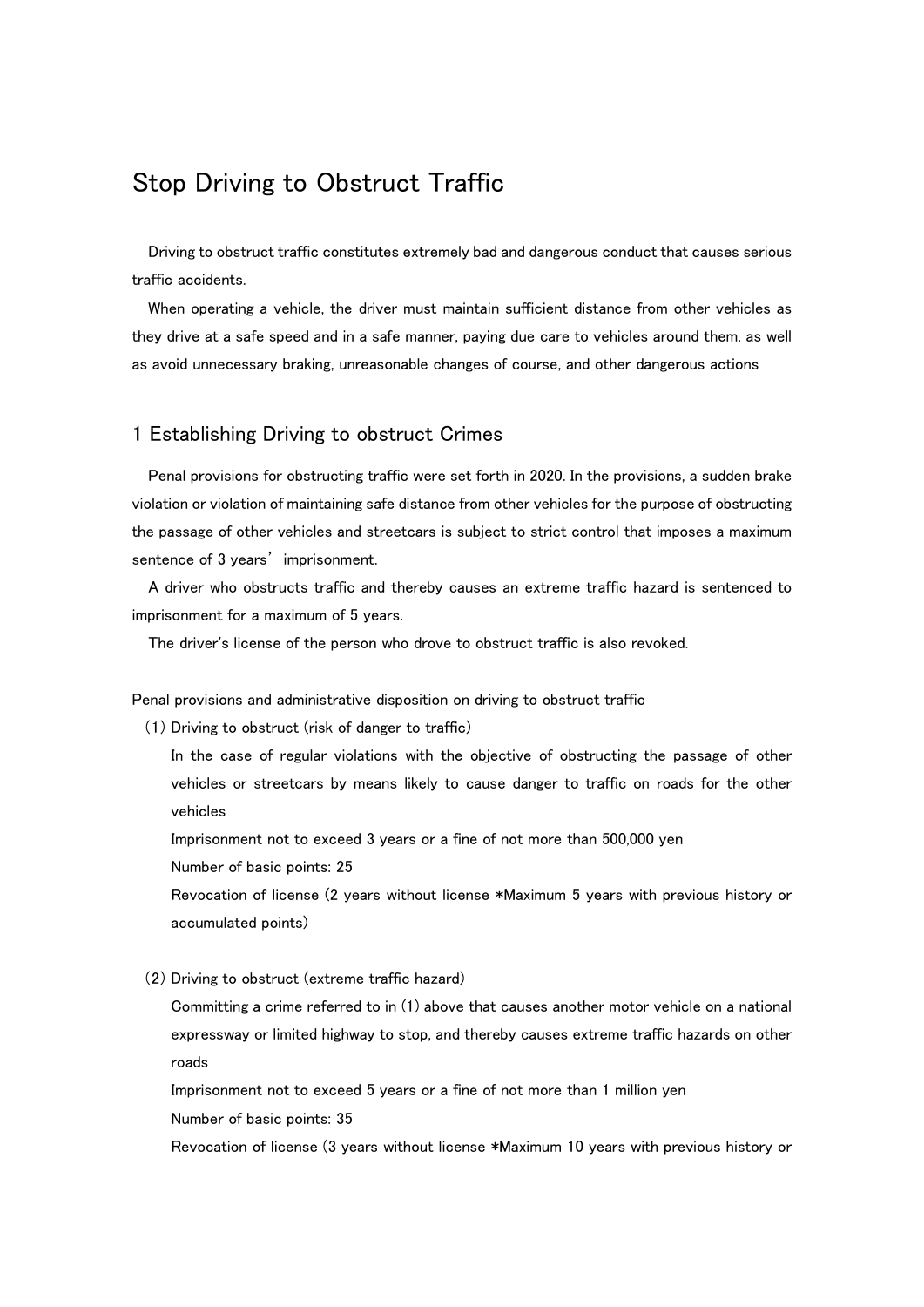# Stop Driving to Obstruct Traffic

Driving to obstruct traffic constitutes extremely bad and dangerous conduct that causes serious traffic accidents.

When operating a vehicle, the driver must maintain sufficient distance from other vehicles as they drive at a safe speed and in a safe manner, paying due care to vehicles around them, as well as avoid unnecessary braking, unreasonable changes of course, and other dangerous actions

## 1 Establishing Driving to obstruct Crimes

Penal provisions for obstructing traffic were set forth in 2020. In the provisions, a sudden brake violation or violation of maintaining safe distance from other vehicles for the purpose of obstructing the passage of other vehicles and streetcars is subject to strict control that imposes a maximum sentence of 3 years' imprisonment.

A driver who obstructs traffic and thereby causes an extreme traffic hazard is sentenced to imprisonment for a maximum of 5 years.

The driver's license of the person who drove to obstruct traffic is also revoked.

Penal provisions and administrative disposition on driving to obstruct traffic

(1) Driving to obstruct (risk of danger to traffic)

In the case of regular violations with the objective of obstructing the passage of other vehicles or streetcars by means likely to cause danger to traffic on roads for the other vehicles

Imprisonment not to exceed 3 years or a fine of not more than 500,000 yen

Number of basic points: 25

Revocation of license (2 years without license *Maximum 5 years with previous history or accumulated points)

(2) Driving to obstruct (extreme traffic hazard)

Committing a crime referred to in (1) above that causes another motor vehicle on a national expressway or limited highway to stop, and thereby causes extreme traffic hazards on other roads

Imprisonment not to exceed 5 years or a fine of not more than 1 million yen

Number of basic points: 35

Revocation of license (3 years without license *Maximum 10 years with previous history or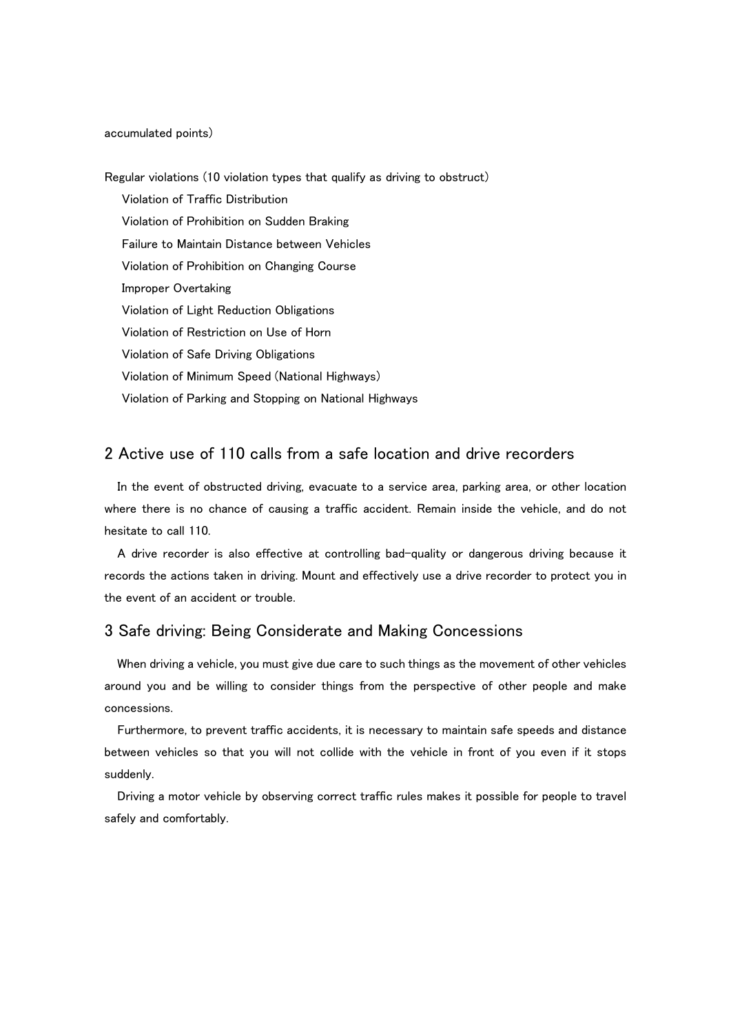accumulated points)

Regular violations (10 violation types that qualify as driving to obstruct)

- Violation of Traffic Distribution
- Violation of Prohibition on Sudden Braking
- Failure to Maintain Distance between Vehicles
- Violation of Prohibition on Changing Course
- Improper Overtaking
- Violation of Light Reduction Obligations
- Violation of Restriction on Use of Horn
- Violation of Safe Driving Obligations
- Violation of Minimum Speed (National Highways)
- Violation of Parking and Stopping on National Highways

## 2 Active use of 110 calls from a safe location and drive recorders

In the event of obstructed driving, evacuate to a service area, parking area, or other location where there is no chance of causing a traffic accident. Remain inside the vehicle, and do not hesitate to call 110.

A drive recorder is also effective at controlling bad-quality or dangerous driving because it records the actions taken in driving. Mount and effectively use a drive recorder to protect you in the event of an accident or trouble.

## 3 Safe driving: Being Considerate and Making Concessions

When driving a vehicle, you must give due care to such things as the movement of other vehicles around you and be willing to consider things from the perspective of other people and make concessions.

Furthermore, to prevent traffic accidents, it is necessary to maintain safe speeds and distance between vehicles so that you will not collide with the vehicle in front of you even if it stops suddenly.

Driving a motor vehicle by observing correct traffic rules makes it possible for people to travel safely and comfortably.